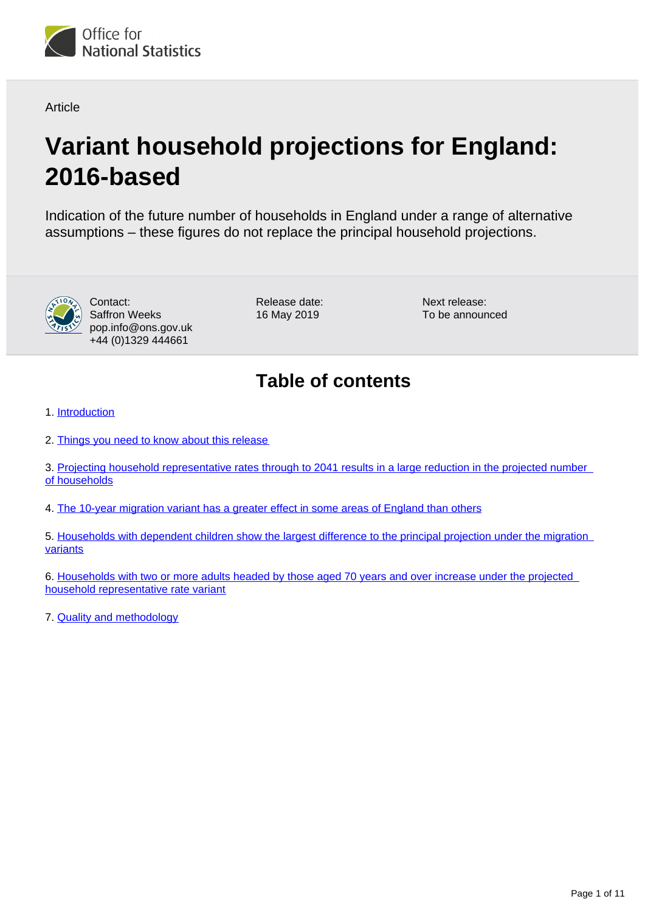Office for National Statistics

Article

# Variant household projections for England: 2016-based

Indication of the future number of households in England under a range of alternative assumptions – these figures do not replace the principal household projections.

Contact:
Saffron Weeks
pop.info@ons.gov.uk
+44 (0)1329 444661

Release date:
16 May 2019

Next release:
To be announced

## Table of contents

1. Introduction
2. Things you need to know about this release
3. Projecting household representative rates through to 2041 results in a large reduction in the projected number of households
4. The 10-year migration variant has a greater effect in some areas of England than others
5. Households with dependent children show the largest difference to the principal projection under the migration variants
6. Households with two or more adults headed by those aged 70 years and over increase under the projected household representative rate variant
7. Quality and methodology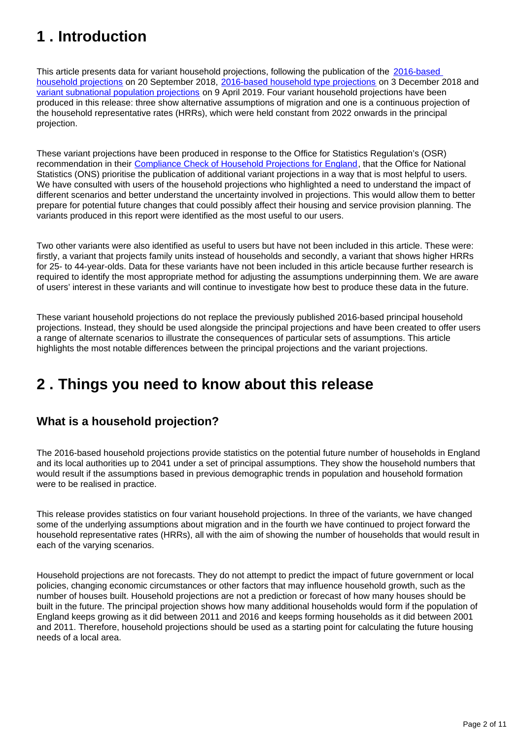## 1 . Introduction

This article presents data for variant household projections, following the publication of the [2016-based household projections] on 20 September 2018, [2016-based household type projections] on 3 December 2018 and [variant subnational population projections] on 9 April 2019. Four variant household projections have been produced in this release: three show alternative assumptions of migration and one is a continuous projection of the household representative rates (HRRs), which were held constant from 2022 onwards in the principal projection.

These variant projections have been produced in response to the Office for Statistics Regulation's (OSR) recommendation in their [Compliance Check of Household Projections for England], that the Office for National Statistics (ONS) prioritise the publication of additional variant projections in a way that is most helpful to users. We have consulted with users of the household projections who highlighted a need to understand the impact of different scenarios and better understand the uncertainty involved in projections. This would allow them to better prepare for potential future changes that could possibly affect their housing and service provision planning. The variants produced in this report were identified as the most useful to our users.

Two other variants were also identified as useful to users but have not been included in this article. These were: firstly, a variant that projects family units instead of households and secondly, a variant that shows higher HRRs for 25- to 44-year-olds. Data for these variants have not been included in this article because further research is required to identify the most appropriate method for adjusting the assumptions underpinning them. We are aware of users' interest in these variants and will continue to investigate how best to produce these data in the future.

These variant household projections do not replace the previously published 2016-based principal household projections. Instead, they should be used alongside the principal projections and have been created to offer users a range of alternate scenarios to illustrate the consequences of particular sets of assumptions. This article highlights the most notable differences between the principal projections and the variant projections.

## 2 . Things you need to know about this release

### What is a household projection?

The 2016-based household projections provide statistics on the potential future number of households in England and its local authorities up to 2041 under a set of principal assumptions. They show the household numbers that would result if the assumptions based in previous demographic trends in population and household formation were to be realised in practice.

This release provides statistics on four variant household projections. In three of the variants, we have changed some of the underlying assumptions about migration and in the fourth we have continued to project forward the household representative rates (HRRs), all with the aim of showing the number of households that would result in each of the varying scenarios.

Household projections are not forecasts. They do not attempt to predict the impact of future government or local policies, changing economic circumstances or other factors that may influence household growth, such as the number of houses built. Household projections are not a prediction or forecast of how many houses should be built in the future. The principal projection shows how many additional households would form if the population of England keeps growing as it did between 2011 and 2016 and keeps forming households as it did between 2001 and 2011. Therefore, household projections should be used as a starting point for calculating the future housing needs of a local area.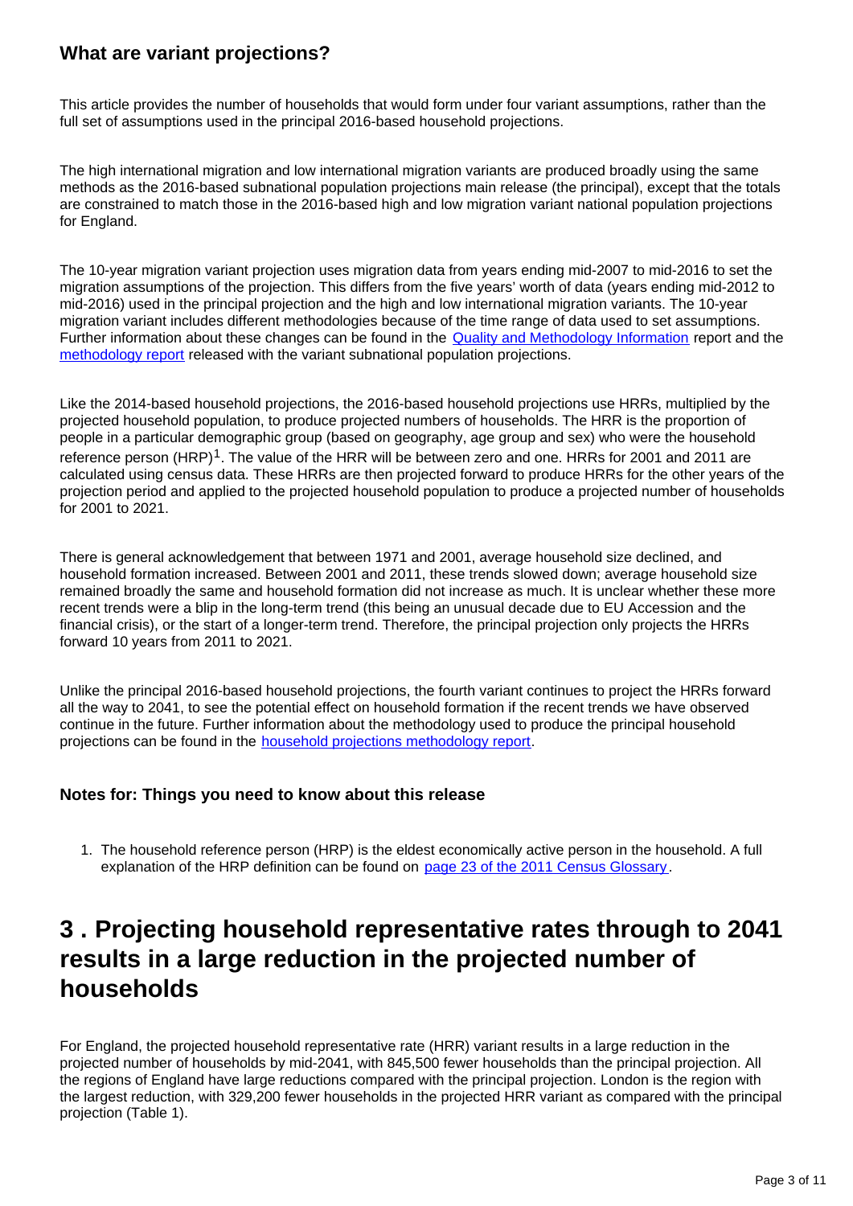### What are variant projections?

This article provides the number of households that would form under four variant assumptions, rather than the full set of assumptions used in the principal 2016-based household projections.

The high international migration and low international migration variants are produced broadly using the same methods as the 2016-based subnational population projections main release (the principal), except that the totals are constrained to match those in the 2016-based high and low migration variant national population projections for England.

The 10-year migration variant projection uses migration data from years ending mid-2007 to mid-2016 to set the migration assumptions of the projection. This differs from the five years' worth of data (years ending mid-2012 to mid-2016) used in the principal projection and the high and low international migration variants. The 10-year migration variant includes different methodologies because of the time range of data used to set assumptions. Further information about these changes can be found in the Quality and Methodology Information report and the methodology report released with the variant subnational population projections.

Like the 2014-based household projections, the 2016-based household projections use HRRs, multiplied by the projected household population, to produce projected numbers of households. The HRR is the proportion of people in a particular demographic group (based on geography, age group and sex) who were the household reference person (HRP)[1]. The value of the HRR will be between zero and one. HRRs for 2001 and 2011 are calculated using census data. These HRRs are then projected forward to produce HRRs for the other years of the projection period and applied to the projected household population to produce a projected number of households for 2001 to 2021.

There is general acknowledgement that between 1971 and 2001, average household size declined, and household formation increased. Between 2001 and 2011, these trends slowed down; average household size remained broadly the same and household formation did not increase as much. It is unclear whether these more recent trends were a blip in the long-term trend (this being an unusual decade due to EU Accession and the financial crisis), or the start of a longer-term trend. Therefore, the principal projection only projects the HRRs forward 10 years from 2011 to 2021.

Unlike the principal 2016-based household projections, the fourth variant continues to project the HRRs forward all the way to 2041, to see the potential effect on household formation if the recent trends we have observed continue in the future. Further information about the methodology used to produce the principal household projections can be found in the household projections methodology report.

### Notes for: Things you need to know about this release

1. The household reference person (HRP) is the eldest economically active person in the household. A full explanation of the HRP definition can be found on page 23 of the 2011 Census Glossary.

# 3 . Projecting household representative rates through to 2041 results in a large reduction in the projected number of households

For England, the projected household representative rate (HRR) variant results in a large reduction in the projected number of households by mid-2041, with 845,500 fewer households than the principal projection. All the regions of England have large reductions compared with the principal projection. London is the region with the largest reduction, with 329,200 fewer households in the projected HRR variant as compared with the principal projection (Table 1).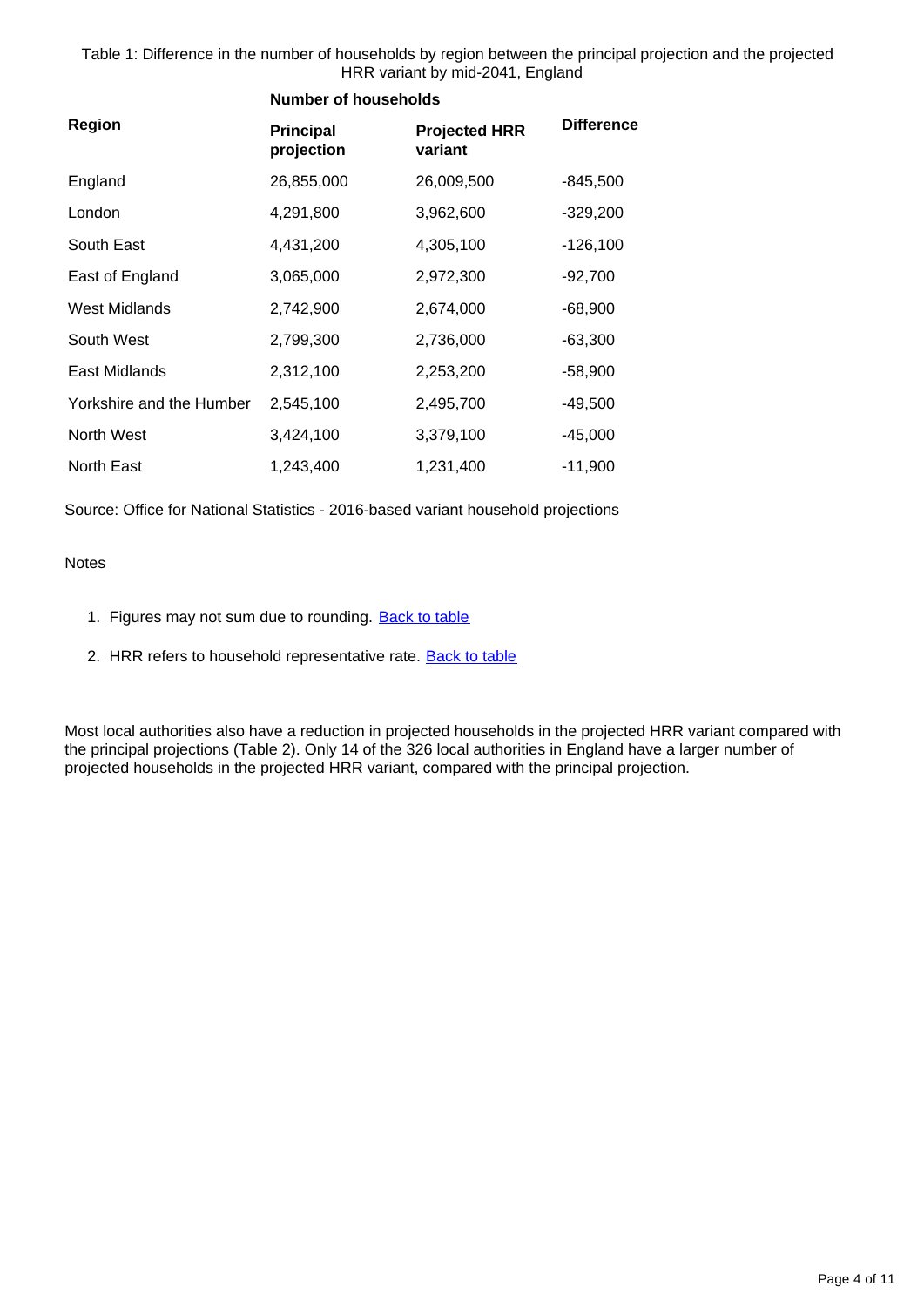Table 1: Difference in the number of households by region between the principal projection and the projected HRR variant by mid-2041, England

| Region | Number of households | | |
|---|---|---|---|
| | Principal projection | Projected HRR variant | Difference |
| England | 26,855,000 | 26,009,500 | -845,500 |
| London | 4,291,800 | 3,962,600 | -329,200 |
| South East | 4,431,200 | 4,305,100 | -126,100 |
| East of England | 3,065,000 | 2,972,300 | -92,700 |
| West Midlands | 2,742,900 | 2,674,000 | -68,900 |
| South West | 2,799,300 | 2,736,000 | -63,300 |
| East Midlands | 2,312,100 | 2,253,200 | -58,900 |
| Yorkshire and the Humber | 2,545,100 | 2,495,700 | -49,500 |
| North West | 3,424,100 | 3,379,100 | -45,000 |
| North East | 1,243,400 | 1,231,400 | -11,900 |

Source: Office for National Statistics - 2016-based variant household projections

Notes

1. Figures may not sum due to rounding. Back to table
2. HRR refers to household representative rate. Back to table

Most local authorities also have a reduction in projected households in the projected HRR variant compared with the principal projections (Table 2). Only 14 of the 326 local authorities in England have a larger number of projected households in the projected HRR variant, compared with the principal projection.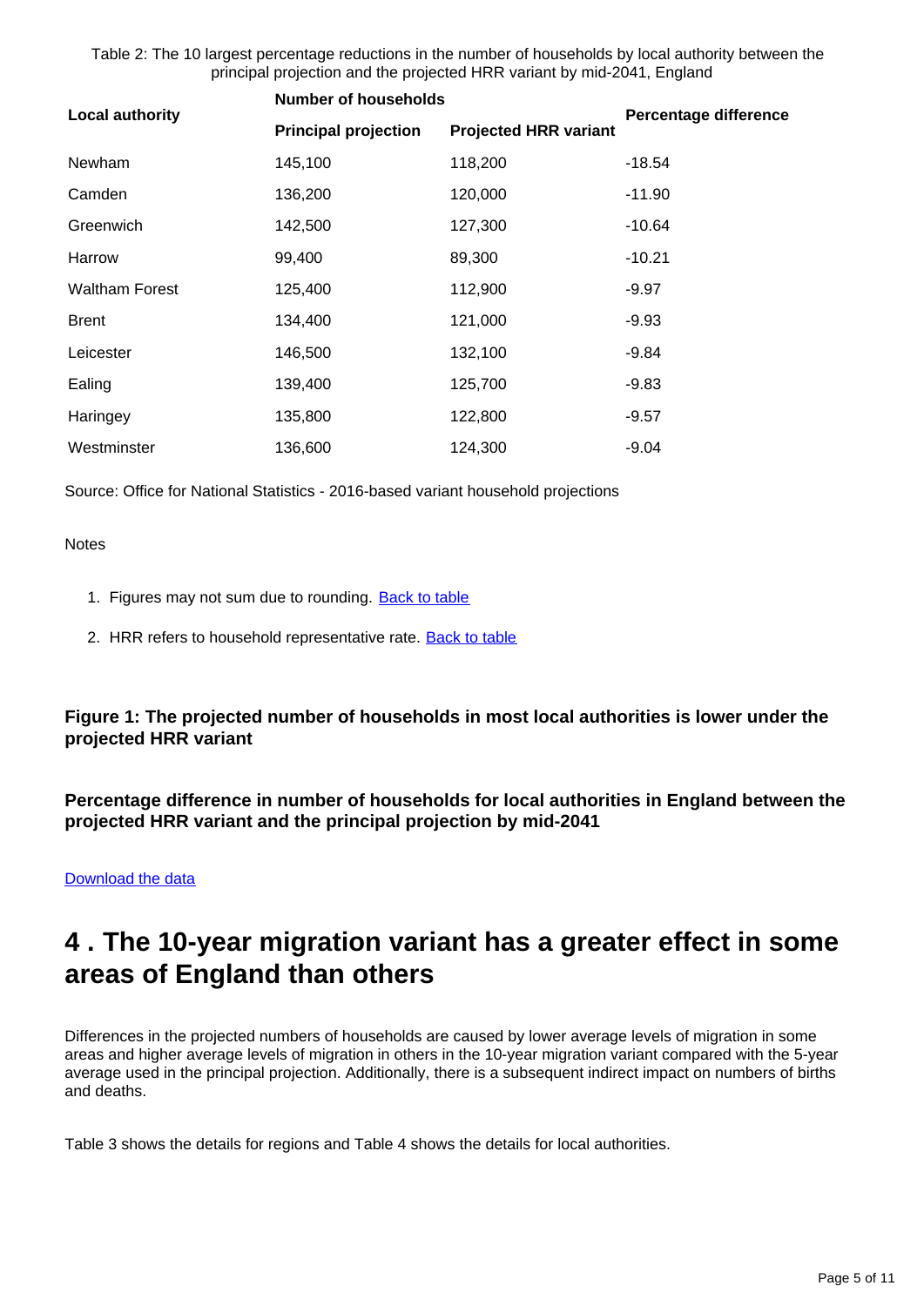Table 2: The 10 largest percentage reductions in the number of households by local authority between the principal projection and the projected HRR variant by mid-2041, England

| Local authority | Number of households | | Percentage difference |
|---|---|---|---|
| | Principal projection | Projected HRR variant | |
| Newham | 145,100 | 118,200 | -18.54 |
| Camden | 136,200 | 120,000 | -11.90 |
| Greenwich | 142,500 | 127,300 | -10.64 |
| Harrow | 99,400 | 89,300 | -10.21 |
| Waltham Forest | 125,400 | 112,900 | -9.97 |
| Brent | 134,400 | 121,000 | -9.93 |
| Leicester | 146,500 | 132,100 | -9.84 |
| Ealing | 139,400 | 125,700 | -9.83 |
| Haringey | 135,800 | 122,800 | -9.57 |
| Westminster | 136,600 | 124,300 | -9.04 |

Source: Office for National Statistics - 2016-based variant household projections

Notes

1. Figures may not sum due to rounding. Back to table
2. HRR refers to household representative rate. Back to table

**Figure 1: The projected number of households in most local authorities is lower under the projected HRR variant**

**Percentage difference in number of households for local authorities in England between the projected HRR variant and the principal projection by mid-2041**

Download the data

## 4 . The 10-year migration variant has a greater effect in some areas of England than others

Differences in the projected numbers of households are caused by lower average levels of migration in some areas and higher average levels of migration in others in the 10-year migration variant compared with the 5-year average used in the principal projection. Additionally, there is a subsequent indirect impact on numbers of births and deaths.

Table 3 shows the details for regions and Table 4 shows the details for local authorities.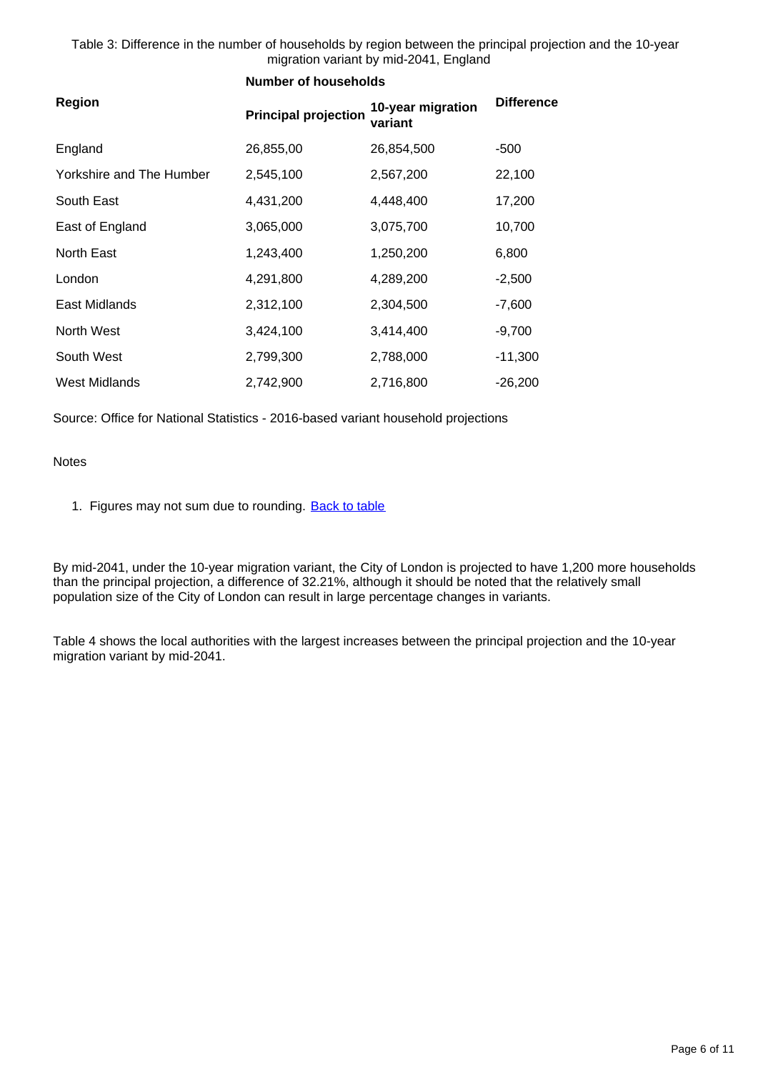Table 3: Difference in the number of households by region between the principal projection and the 10-year migration variant by mid-2041, England

| Region | Number of households | | |
|---|---|---|---|
| | Principal projection | 10-year migration variant | Difference |
| England | 26,855,00 | 26,854,500 | -500 |
| Yorkshire and The Humber | 2,545,100 | 2,567,200 | 22,100 |
| South East | 4,431,200 | 4,448,400 | 17,200 |
| East of England | 3,065,000 | 3,075,700 | 10,700 |
| North East | 1,243,400 | 1,250,200 | 6,800 |
| London | 4,291,800 | 4,289,200 | -2,500 |
| East Midlands | 2,312,100 | 2,304,500 | -7,600 |
| North West | 3,424,100 | 3,414,400 | -9,700 |
| South West | 2,799,300 | 2,788,000 | -11,300 |
| West Midlands | 2,742,900 | 2,716,800 | -26,200 |

Source: Office for National Statistics - 2016-based variant household projections

Notes

1. Figures may not sum due to rounding. Back to table

By mid-2041, under the 10-year migration variant, the City of London is projected to have 1,200 more households than the principal projection, a difference of 32.21%, although it should be noted that the relatively small population size of the City of London can result in large percentage changes in variants.

Table 4 shows the local authorities with the largest increases between the principal projection and the 10-year migration variant by mid-2041.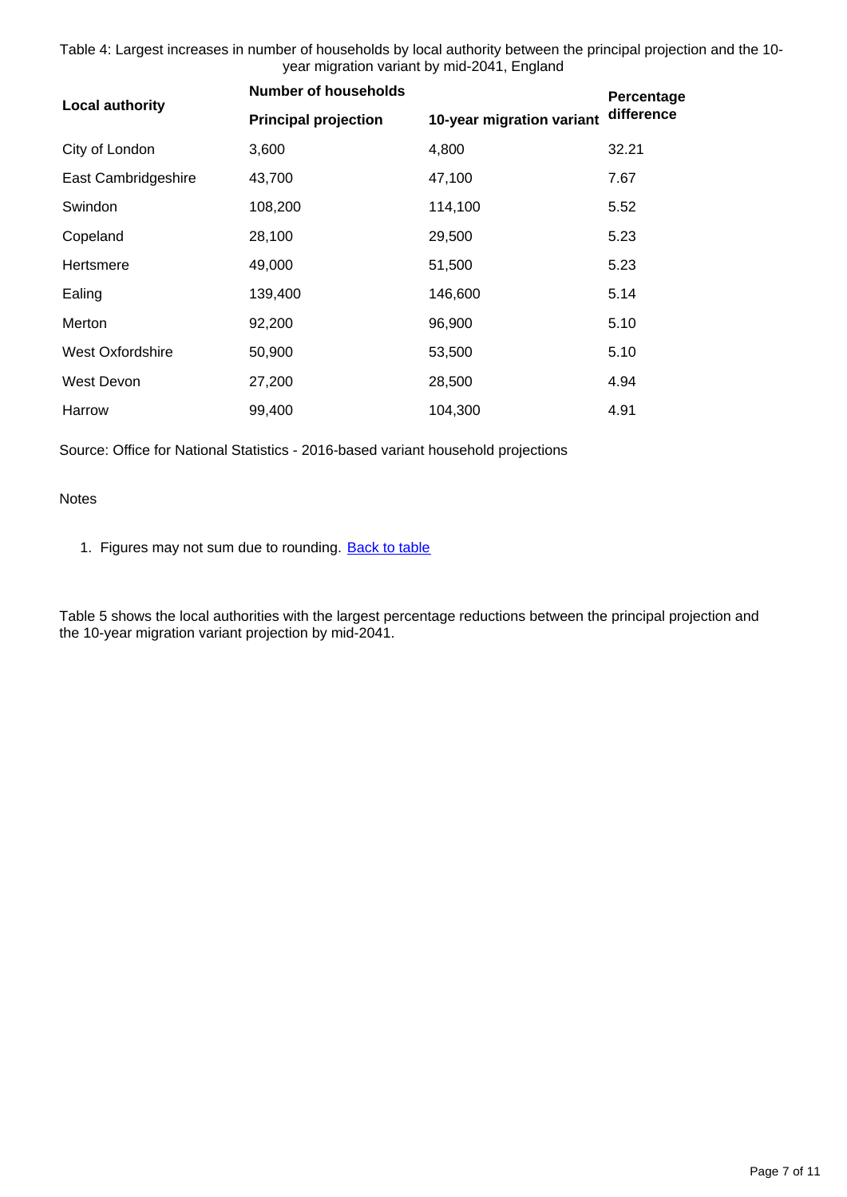Table 4: Largest increases in number of households by local authority between the principal projection and the 10-year migration variant by mid-2041, England

| Local authority | Number of households | | Percentage difference |
|---|---|---|---|
| | Principal projection | 10-year migration variant | |
| City of London | 3,600 | 4,800 | 32.21 |
| East Cambridgeshire | 43,700 | 47,100 | 7.67 |
| Swindon | 108,200 | 114,100 | 5.52 |
| Copeland | 28,100 | 29,500 | 5.23 |
| Hertsmere | 49,000 | 51,500 | 5.23 |
| Ealing | 139,400 | 146,600 | 5.14 |
| Merton | 92,200 | 96,900 | 5.10 |
| West Oxfordshire | 50,900 | 53,500 | 5.10 |
| West Devon | 27,200 | 28,500 | 4.94 |
| Harrow | 99,400 | 104,300 | 4.91 |

Source: Office for National Statistics - 2016-based variant household projections

Notes

1. Figures may not sum due to rounding. Back to table

Table 5 shows the local authorities with the largest percentage reductions between the principal projection and the 10-year migration variant projection by mid-2041.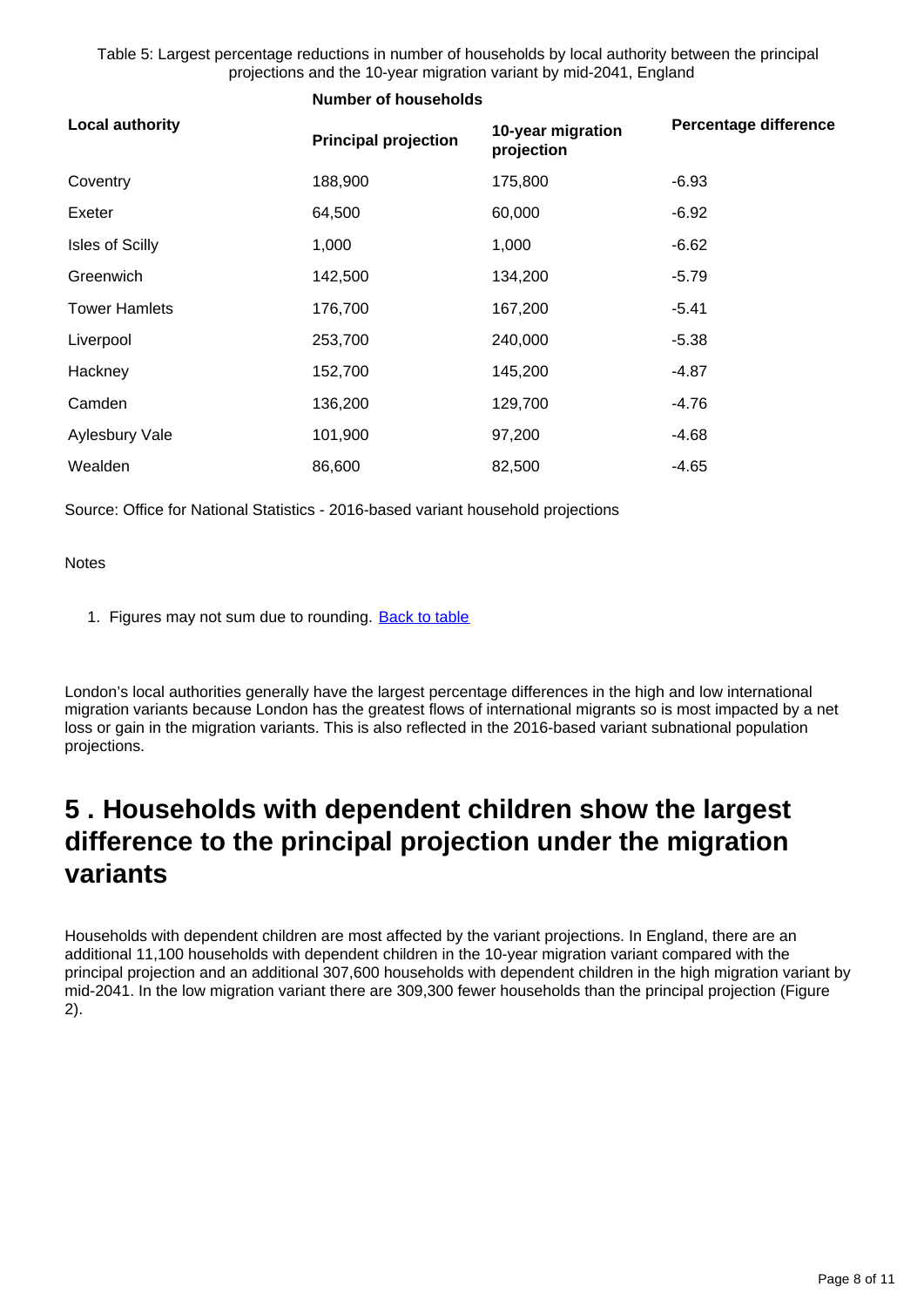Table 5: Largest percentage reductions in number of households by local authority between the principal projections and the 10-year migration variant by mid-2041, England

| Local authority | Number of households | | Percentage difference |
|---|---|---|---|
| | Principal projection | 10-year migration projection | |
| Coventry | 188,900 | 175,800 | -6.93 |
| Exeter | 64,500 | 60,000 | -6.92 |
| Isles of Scilly | 1,000 | 1,000 | -6.62 |
| Greenwich | 142,500 | 134,200 | -5.79 |
| Tower Hamlets | 176,700 | 167,200 | -5.41 |
| Liverpool | 253,700 | 240,000 | -5.38 |
| Hackney | 152,700 | 145,200 | -4.87 |
| Camden | 136,200 | 129,700 | -4.76 |
| Aylesbury Vale | 101,900 | 97,200 | -4.68 |
| Wealden | 86,600 | 82,500 | -4.65 |

Source: Office for National Statistics - 2016-based variant household projections

Notes

1. Figures may not sum due to rounding. Back to table

London's local authorities generally have the largest percentage differences in the high and low international migration variants because London has the greatest flows of international migrants so is most impacted by a net loss or gain in the migration variants. This is also reflected in the 2016-based variant subnational population projections.

## 5 . Households with dependent children show the largest difference to the principal projection under the migration variants

Households with dependent children are most affected by the variant projections. In England, there are an additional 11,100 households with dependent children in the 10-year migration variant compared with the principal projection and an additional 307,600 households with dependent children in the high migration variant by mid-2041. In the low migration variant there are 309,300 fewer households than the principal projection (Figure 2).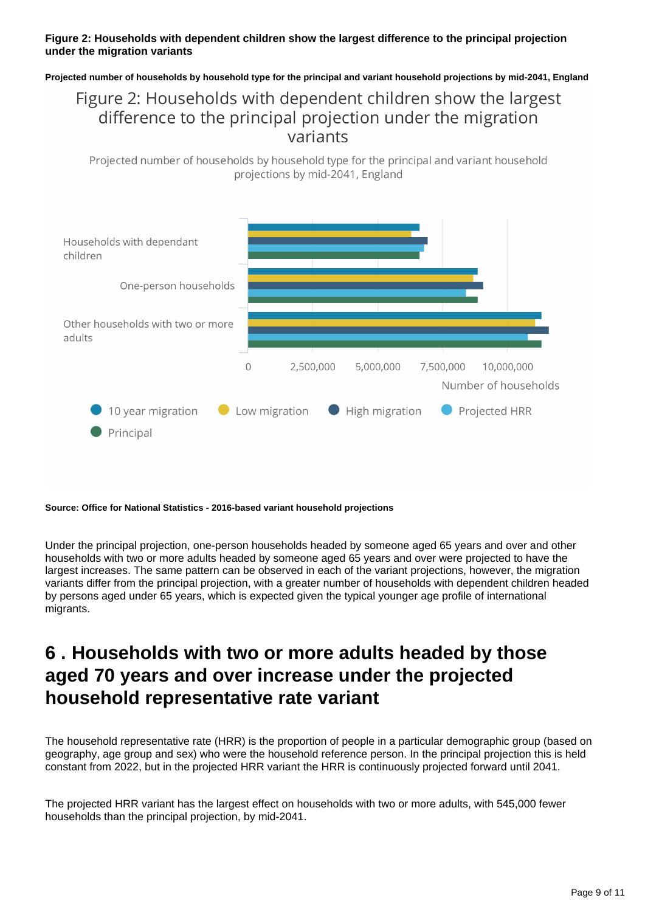**Figure 2: Households with dependent children show the largest difference to the principal projection under the migration variants**

**Projected number of households by household type for the principal and variant household projections by mid-2041, England**

Figure 2: Households with dependent children show the largest difference to the principal projection under the migration variants

Projected number of households by household type for the principal and variant household projections by mid-2041, England

Households with dependant children

One-person households

Other households with two or more adults

0
2,500,000
5,000,000
7,500,000
10,000,000

Number of households

10 year migration
Low migration
High migration
Projected HRR
Principal

**Source: Office for National Statistics - 2016-based variant household projections**

Under the principal projection, one-person households headed by someone aged 65 years and over and other households with two or more adults headed by someone aged 65 years and over were projected to have the largest increases. The same pattern can be observed in each of the variant projections, however, the migration variants differ from the principal projection, with a greater number of households with dependent children headed by persons aged under 65 years, which is expected given the typical younger age profile of international migrants.

## 6 . Households with two or more adults headed by those aged 70 years and over increase under the projected household representative rate variant

The household representative rate (HRR) is the proportion of people in a particular demographic group (based on geography, age group and sex) who were the household reference person. In the principal projection this is held constant from 2022, but in the projected HRR variant the HRR is continuously projected forward until 2041.

The projected HRR variant has the largest effect on households with two or more adults, with 545,000 fewer households than the principal projection, by mid-2041.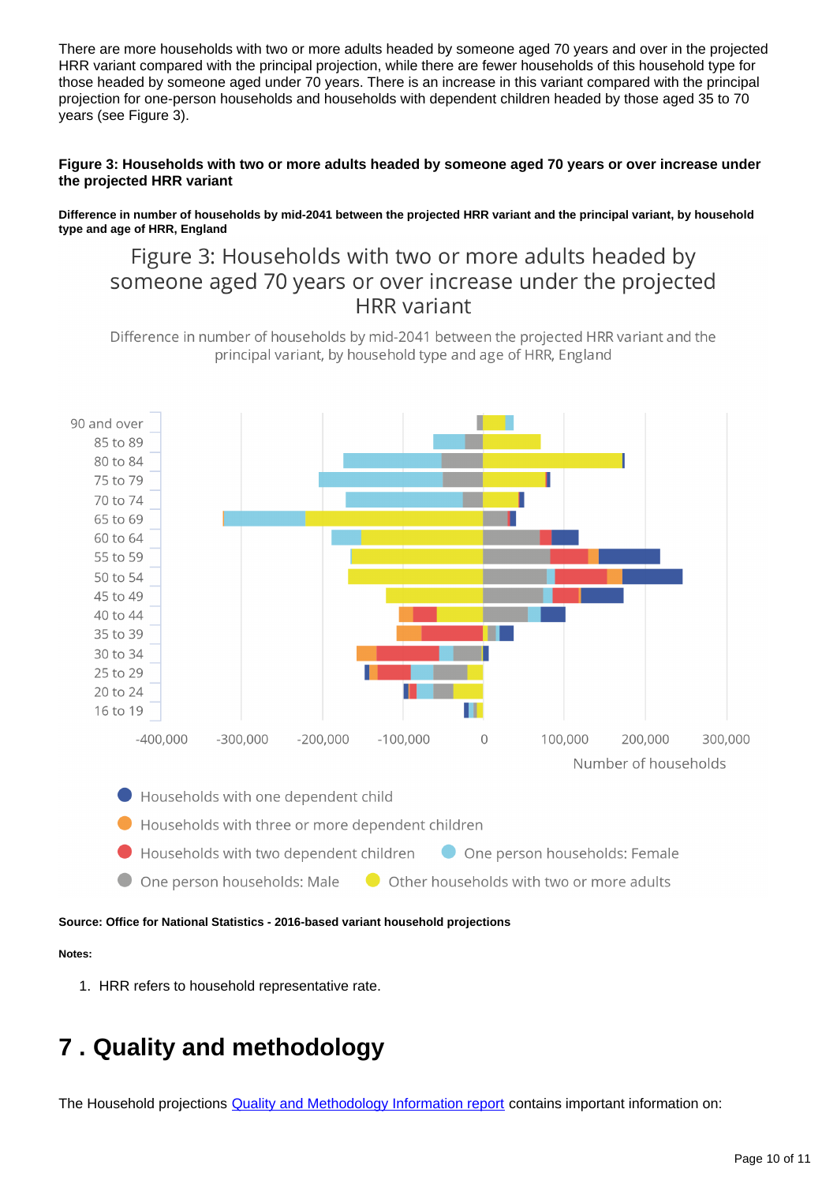There are more households with two or more adults headed by someone aged 70 years and over in the projected HRR variant compared with the principal projection, while there are fewer households of this household type for those headed by someone aged under 70 years. There is an increase in this variant compared with the principal projection for one-person households and households with dependent children headed by those aged 35 to 70 years (see Figure 3).

**Figure 3: Households with two or more adults headed by someone aged 70 years or over increase under the projected HRR variant**

**Difference in number of households by mid-2041 between the projected HRR variant and the principal variant, by household type and age of HRR, England**

Figure 3: Households with two or more adults headed by someone aged 70 years or over increase under the projected HRR variant

Difference in number of households by mid-2041 between the projected HRR variant and the principal variant, by household type and age of HRR, England

90 and over
85 to 89
80 to 84
75 to 79
70 to 74
65 to 69
60 to 64
55 to 59
50 to 54
45 to 49
40 to 44
35 to 39
30 to 34
25 to 29
20 to 24
16 to 19

-400,000
-300,000
-200,000
-100,000
0
100,000
200,000
300,000

Number of households

Households with one dependent child
Households with three or more dependent children
Households with two dependent children
One person households: Female
One person households: Male
Other households with two or more adults

**Source: Office for National Statistics - 2016-based variant household projections**

**Notes:**

1. HRR refers to household representative rate.

# 7 . Quality and methodology

The Household projections Quality and Methodology Information report contains important information on: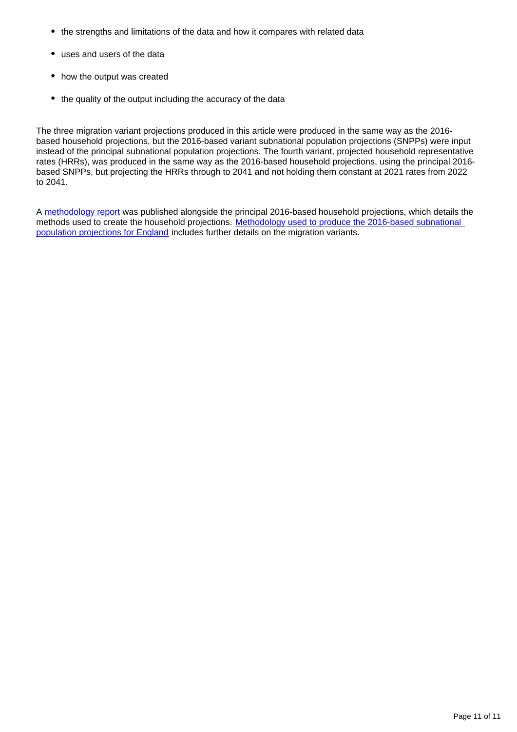- the strengths and limitations of the data and how it compares with related data
- uses and users of the data
- how the output was created
- the quality of the output including the accuracy of the data

The three migration variant projections produced in this article were produced in the same way as the 2016-based household projections, but the 2016-based variant subnational population projections (SNPPs) were input instead of the principal subnational population projections. The fourth variant, projected household representative rates (HRRs), was produced in the same way as the 2016-based household projections, using the principal 2016-based SNPPs, but projecting the HRRs through to 2041 and not holding them constant at 2021 rates from 2022 to 2041.

A methodology report was published alongside the principal 2016-based household projections, which details the methods used to create the household projections. Methodology used to produce the 2016-based subnational population projections for England includes further details on the migration variants.